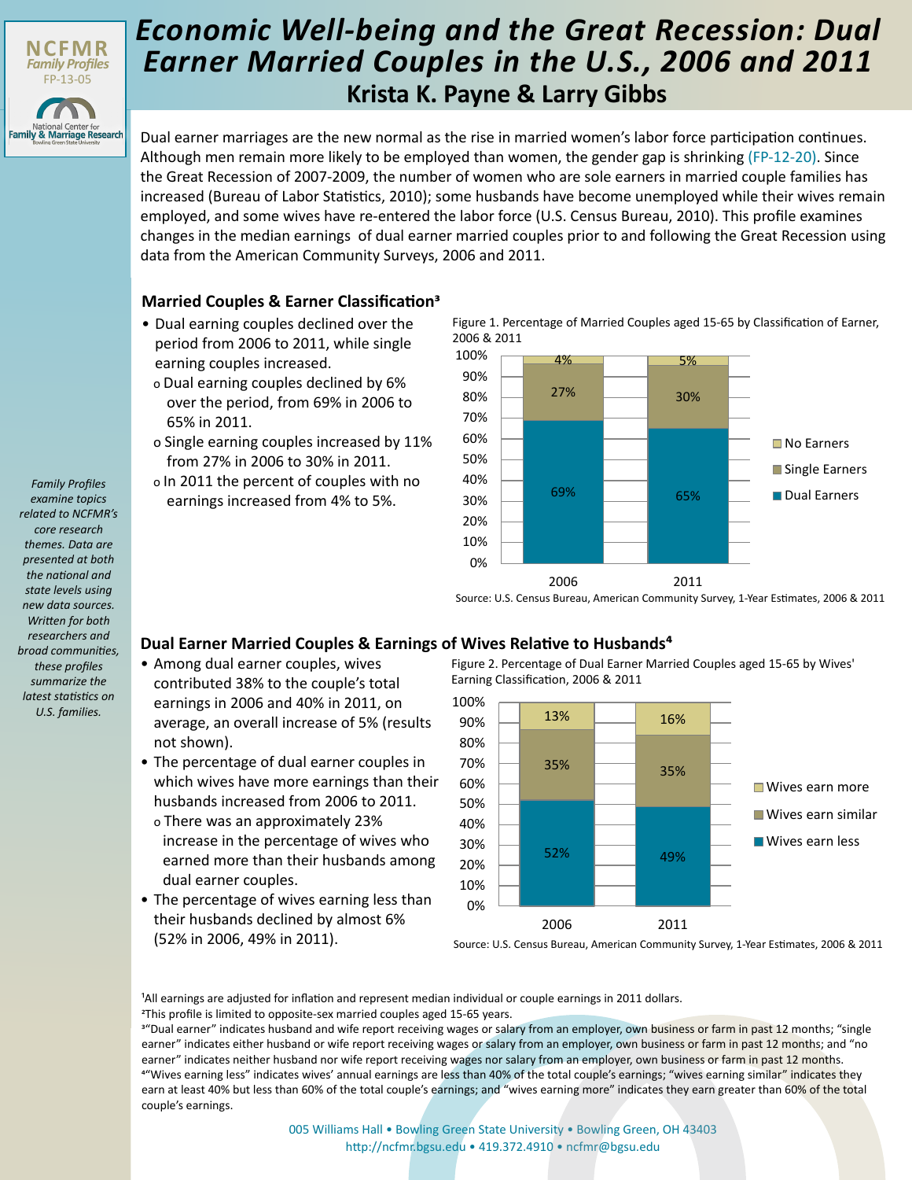NCFMR
*Family Profiles*
FP-13-05

National Center for Family & Marriage Research
Bowling Green State University

# *Economic Well-being and the Great Recession: Dual Earner Married Couples in the U.S., 2006 and 2011*

## Krista K. Payne & Larry Gibbs

Dual earner marriages are the new normal as the rise in married women's labor force participation continues. Although men remain more likely to be employed than women, the gender gap is shrinking (FP-12-20). Since the Great Recession of 2007-2009, the number of women who are sole earners in married couple families has increased (Bureau of Labor Statistics, 2010); some husbands have become unemployed while their wives remain employed, and some wives have re-entered the labor force (U.S. Census Bureau, 2010). This profile examines changes in the median earnings of dual earner married couples prior to and following the Great Recession using data from the American Community Surveys, 2006 and 2011.

*Family Profiles examine topics related to NCFMR's core research themes. Data are presented at both the national and state levels using new data sources. Written for both researchers and broad communities, these profiles summarize the latest statistics on U.S. families.*

### Married Couples & Earner Classification[3]

- Dual earning couples declined over the period from 2006 to 2011, while single earning couples increased.
  - Dual earning couples declined by 6% over the period, from 69% in 2006 to 65% in 2011.
  - Single earning couples increased by 11% from 27% in 2006 to 30% in 2011.
  - In 2011 the percent of couples with no earnings increased from 4% to 5%.

Figure 1. Percentage of Married Couples aged 15-65 by Classification of Earner, 2006 & 2011

| | 2006 | 2011 |
|---|---|---|
| No Earners | 4% | 5% |
| Single Earners | 27% | 30% |
| Dual Earners | 69% | 65% |

Source: U.S. Census Bureau, American Community Survey, 1-Year Estimates, 2006 & 2011

### Dual Earner Married Couples & Earnings of Wives Relative to Husbands[4]

- Among dual earner couples, wives contributed 38% to the couple's total earnings in 2006 and 40% in 2011, on average, an overall increase of 5% (results not shown).
- The percentage of dual earner couples in which wives have more earnings than their husbands increased from 2006 to 2011.
  - There was an approximately 23% increase in the percentage of wives who earned more than their husbands among dual earner couples.
- The percentage of wives earning less than their husbands declined by almost 6% (52% in 2006, 49% in 2011).

Figure 2. Percentage of Dual Earner Married Couples aged 15-65 by Wives' Earning Classification, 2006 & 2011

| | 2006 | 2011 |
|---|---|---|
| Wives earn more | 13% | 16% |
| Wives earn similar | 35% | 35% |
| Wives earn less | 52% | 49% |

Source: U.S. Census Bureau, American Community Survey, 1-Year Estimates, 2006 & 2011

[1]All earnings are adjusted for inflation and represent median individual or couple earnings in 2011 dollars.
[2]This profile is limited to opposite-sex married couples aged 15-65 years.
[3]"Dual earner" indicates husband and wife report receiving wages or salary from an employer, own business or farm in past 12 months; "single earner" indicates either husband or wife report receiving wages or salary from an employer, own business or farm in past 12 months; and "no earner" indicates neither husband nor wife report receiving wages nor salary from an employer, own business or farm in past 12 months.
[4]"Wives earning less" indicates wives' annual earnings are less than 40% of the total couple's earnings; "wives earning similar" indicates they earn at least 40% but less than 60% of the total couple's earnings; and "wives earning more" indicates they earn greater than 60% of the total couple's earnings.

005 Williams Hall • Bowling Green State University • Bowling Green, OH 43403
http://ncfmr.bgsu.edu • 419.372.4910 • ncfmr@bgsu.edu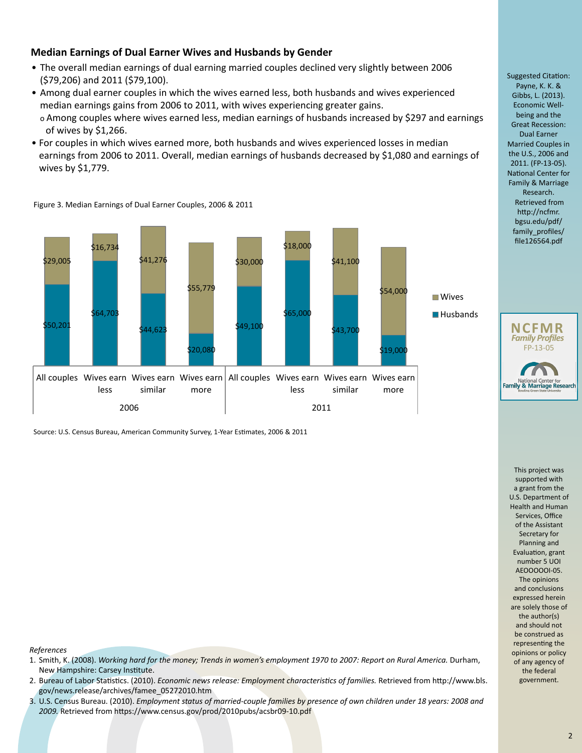## Median Earnings of Dual Earner Wives and Husbands by Gender

- The overall median earnings of dual earning married couples declined very slightly between 2006 ($79,206) and 2011 ($79,100).
- Among dual earner couples in which the wives earned less, both husbands and wives experienced median earnings gains from 2006 to 2011, with wives experiencing greater gains.
  - Among couples where wives earned less, median earnings of husbands increased by $297 and earnings of wives by $1,266.
- For couples in which wives earned more, both husbands and wives experienced losses in median earnings from 2006 to 2011. Overall, median earnings of husbands decreased by $1,080 and earnings of wives by $1,779.

Figure 3. Median Earnings of Dual Earner Couples, 2006 & 2011

2006: All couples, Wives earn less, Wives earn similar, Wives earn more

$29,005
$50,201
$16,734
$64,703
$41,276
$44,623
$55,779
$20,080

2011: All couples, Wives earn less, Wives earn similar, Wives earn more

$30,000
$49,100
$18,000
$65,000
$41,100
$43,700
$54,000
$19,000

Wives
Husbands

Source: U.S. Census Bureau, American Community Survey, 1-Year Estimates, 2006 & 2011

Suggested Citation: Payne, K. K. & Gibbs, L. (2013). Economic Well-being and the Great Recession: Dual Earner Married Couples in the U.S., 2006 and 2011. (FP-13-05). National Center for Family & Marriage Research. Retrieved from http://ncfmr.bgsu.edu/pdf/family_profiles/file126564.pdf

NCFMR Family Profiles FP-13-05

National Center for Family & Marriage Research, Bowling Green State University

This project was supported with a grant from the U.S. Department of Health and Human Services, Office of the Assistant Secretary for Planning and Evaluation, grant number 5 UOI AEOOOOOI-05. The opinions and conclusions expressed herein are solely those of the author(s) and should not be construed as representing the opinions or policy of any agency of the federal government.

*References*

1. Smith, K. (2008). *Working hard for the money; Trends in women's employment 1970 to 2007: Report on Rural America.* Durham, New Hampshire: Carsey Institute.
2. Bureau of Labor Statistics. (2010). *Economic news release: Employment characteristics of families.* Retrieved from http://www.bls.gov/news.release/archives/famee_05272010.htm
3. U.S. Census Bureau. (2010). *Employment status of married-couple families by presence of own children under 18 years: 2008 and 2009.* Retrieved from https://www.census.gov/prod/2010pubs/acsbr09-10.pdf